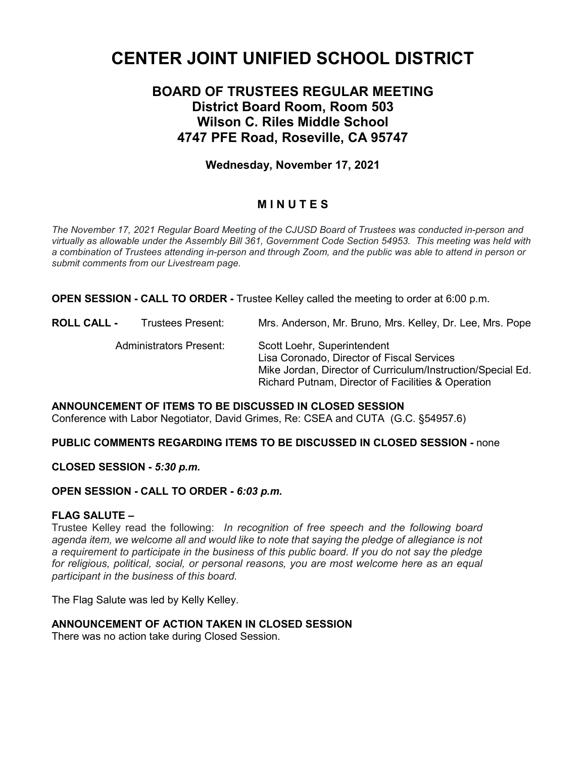# CENTER JOINT UNIFIED SCHOOL DISTRICT

## BOARD OF TRUSTEES REGULAR MEETING
## District Board Room, Room 503
## Wilson C. Riles Middle School
## 4747 PFE Road, Roseville, CA 95747

### Wednesday, November 17, 2021

### M I N U T E S

*The November 17, 2021 Regular Board Meeting of the CJUSD Board of Trustees was conducted in-person and virtually as allowable under the Assembly Bill 361, Government Code Section 54953. This meeting was held with a combination of Trustees attending in-person and through Zoom, and the public was able to attend in person or submit comments from our Livestream page.*

**OPEN SESSION - CALL TO ORDER -** Trustee Kelley called the meeting to order at 6:00 p.m.

**ROLL CALL -** Trustees Present: Mrs. Anderson, Mr. Bruno, Mrs. Kelley, Dr. Lee, Mrs. Pope

Administrators Present:
Scott Loehr, Superintendent
Lisa Coronado, Director of Fiscal Services
Mike Jordan, Director of Curriculum/Instruction/Special Ed.
Richard Putnam, Director of Facilities & Operation

**ANNOUNCEMENT OF ITEMS TO BE DISCUSSED IN CLOSED SESSION**
Conference with Labor Negotiator, David Grimes, Re: CSEA and CUTA (G.C. §54957.6)

**PUBLIC COMMENTS REGARDING ITEMS TO BE DISCUSSED IN CLOSED SESSION -** none

**CLOSED SESSION -** ***5:30 p.m.***

**OPEN SESSION - CALL TO ORDER -** ***6:03 p.m.***

**FLAG SALUTE –**
Trustee Kelley read the following: *In recognition of free speech and the following board agenda item, we welcome all and would like to note that saying the pledge of allegiance is not a requirement to participate in the business of this public board. If you do not say the pledge for religious, political, social, or personal reasons, you are most welcome here as an equal participant in the business of this board.*

The Flag Salute was led by Kelly Kelley.

**ANNOUNCEMENT OF ACTION TAKEN IN CLOSED SESSION**
There was no action take during Closed Session.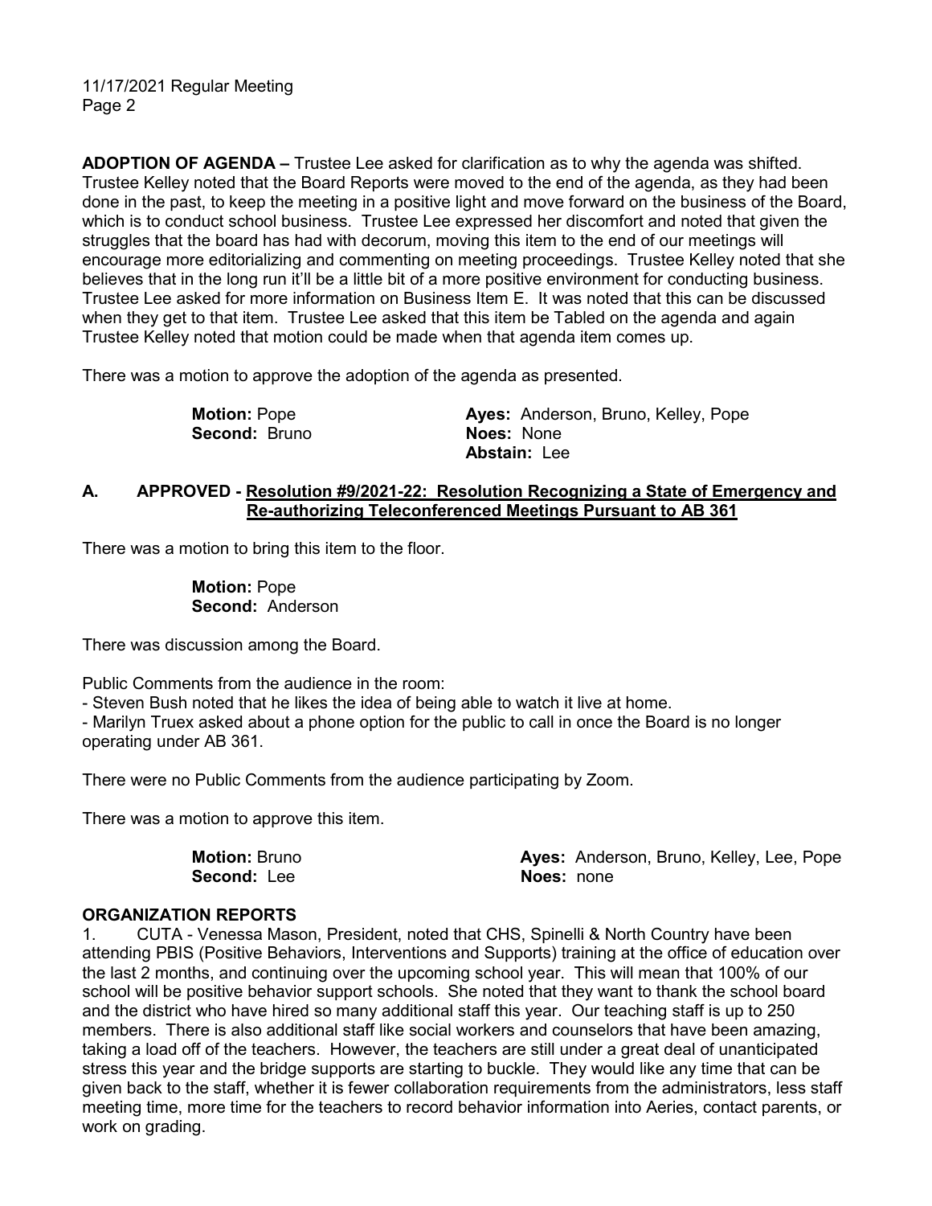**ADOPTION OF AGENDA –** Trustee Lee asked for clarification as to why the agenda was shifted. Trustee Kelley noted that the Board Reports were moved to the end of the agenda, as they had been done in the past, to keep the meeting in a positive light and move forward on the business of the Board, which is to conduct school business. Trustee Lee expressed her discomfort and noted that given the struggles that the board has had with decorum, moving this item to the end of our meetings will encourage more editorializing and commenting on meeting proceedings. Trustee Kelley noted that she believes that in the long run it'll be a little bit of a more positive environment for conducting business. Trustee Lee asked for more information on Business Item E. It was noted that this can be discussed when they get to that item. Trustee Lee asked that this item be Tabled on the agenda and again Trustee Kelley noted that motion could be made when that agenda item comes up.

There was a motion to approve the adoption of the agenda as presented.

**Motion:** Pope
**Second:** Bruno

**Ayes:** Anderson, Bruno, Kelley, Pope
**Noes:** None
**Abstain:** Lee

### A. APPROVED - Resolution #9/2021-22: Resolution Recognizing a State of Emergency and Re-authorizing Teleconferenced Meetings Pursuant to AB 361

There was a motion to bring this item to the floor.

**Motion:** Pope
**Second:** Anderson

There was discussion among the Board.

Public Comments from the audience in the room:

- Steven Bush noted that he likes the idea of being able to watch it live at home.
- Marilyn Truex asked about a phone option for the public to call in once the Board is no longer operating under AB 361.

There were no Public Comments from the audience participating by Zoom.

There was a motion to approve this item.

**Motion:** Bruno
**Second:** Lee

**Ayes:** Anderson, Bruno, Kelley, Lee, Pope
**Noes:** none

## ORGANIZATION REPORTS

1. CUTA - Venessa Mason, President, noted that CHS, Spinelli & North Country have been attending PBIS (Positive Behaviors, Interventions and Supports) training at the office of education over the last 2 months, and continuing over the upcoming school year. This will mean that 100% of our school will be positive behavior support schools. She noted that they want to thank the school board and the district who have hired so many additional staff this year. Our teaching staff is up to 250 members. There is also additional staff like social workers and counselors that have been amazing, taking a load off of the teachers. However, the teachers are still under a great deal of unanticipated stress this year and the bridge supports are starting to buckle. They would like any time that can be given back to the staff, whether it is fewer collaboration requirements from the administrators, less staff meeting time, more time for the teachers to record behavior information into Aeries, contact parents, or work on grading.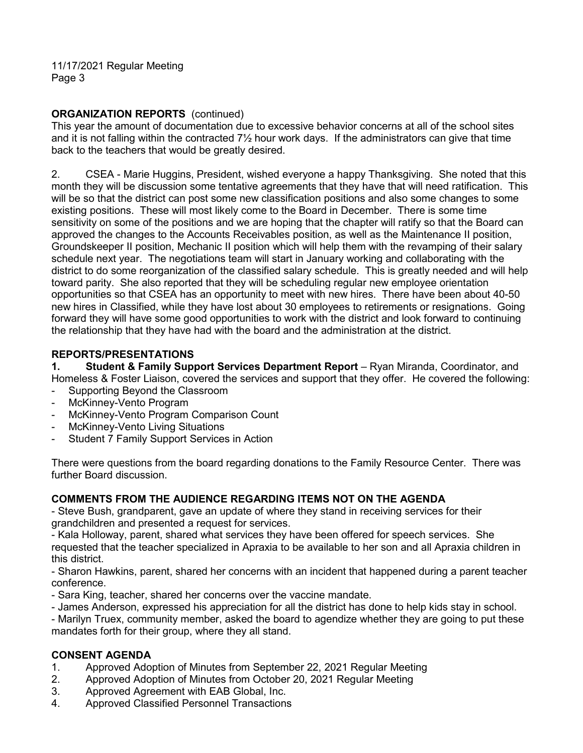**ORGANIZATION REPORTS** (continued)

This year the amount of documentation due to excessive behavior concerns at all of the school sites and it is not falling within the contracted 7½ hour work days. If the administrators can give that time back to the teachers that would be greatly desired.

2. CSEA - Marie Huggins, President, wished everyone a happy Thanksgiving. She noted that this month they will be discussion some tentative agreements that they have that will need ratification. This will be so that the district can post some new classification positions and also some changes to some existing positions. These will most likely come to the Board in December. There is some time sensitivity on some of the positions and we are hoping that the chapter will ratify so that the Board can approved the changes to the Accounts Receivables position, as well as the Maintenance II position, Groundskeeper II position, Mechanic II position which will help them with the revamping of their salary schedule next year. The negotiations team will start in January working and collaborating with the district to do some reorganization of the classified salary schedule. This is greatly needed and will help toward parity. She also reported that they will be scheduling regular new employee orientation opportunities so that CSEA has an opportunity to meet with new hires. There have been about 40-50 new hires in Classified, while they have lost about 30 employees to retirements or resignations. Going forward they will have some good opportunities to work with the district and look forward to continuing the relationship that they have had with the board and the administration at the district.

**REPORTS/PRESENTATIONS**

**1. Student & Family Support Services Department Report** – Ryan Miranda, Coordinator, and Homeless & Foster Liaison, covered the services and support that they offer. He covered the following:

- Supporting Beyond the Classroom
- McKinney-Vento Program
- McKinney-Vento Program Comparison Count
- McKinney-Vento Living Situations
- Student 7 Family Support Services in Action

There were questions from the board regarding donations to the Family Resource Center. There was further Board discussion.

**COMMENTS FROM THE AUDIENCE REGARDING ITEMS NOT ON THE AGENDA**

- Steve Bush, grandparent, gave an update of where they stand in receiving services for their grandchildren and presented a request for services.
- Kala Holloway, parent, shared what services they have been offered for speech services. She requested that the teacher specialized in Apraxia to be available to her son and all Apraxia children in this district.
- Sharon Hawkins, parent, shared her concerns with an incident that happened during a parent teacher conference.
- Sara King, teacher, shared her concerns over the vaccine mandate.
- James Anderson, expressed his appreciation for all the district has done to help kids stay in school.
- Marilyn Truex, community member, asked the board to agendize whether they are going to put these mandates forth for their group, where they all stand.

**CONSENT AGENDA**

1. Approved Adoption of Minutes from September 22, 2021 Regular Meeting
2. Approved Adoption of Minutes from October 20, 2021 Regular Meeting
3. Approved Agreement with EAB Global, Inc.
4. Approved Classified Personnel Transactions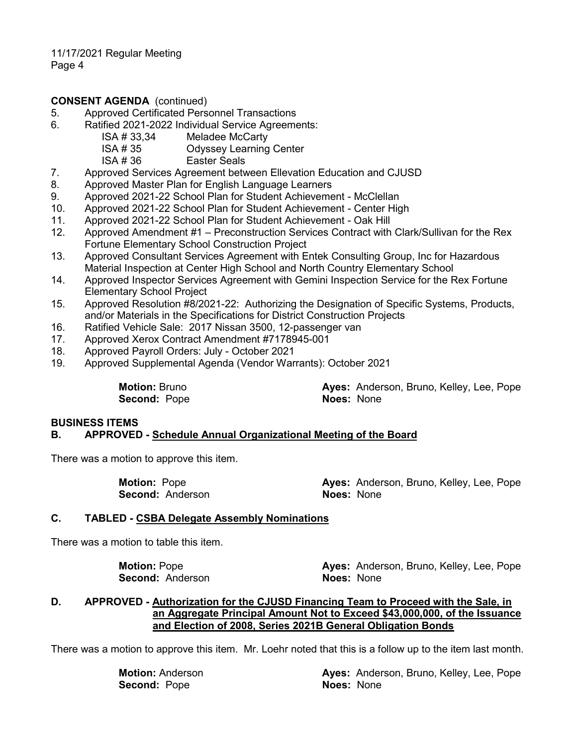**CONSENT AGENDA** (continued)

5. Approved Certificated Personnel Transactions
6. Ratified 2021-2022 Individual Service Agreements:
   - ISA # 33,34 Meladee McCarty
   - ISA # 35 Odyssey Learning Center
   - ISA # 36 Easter Seals
7. Approved Services Agreement between Ellevation Education and CJUSD
8. Approved Master Plan for English Language Learners
9. Approved 2021-22 School Plan for Student Achievement - McClellan
10. Approved 2021-22 School Plan for Student Achievement - Center High
11. Approved 2021-22 School Plan for Student Achievement - Oak Hill
12. Approved Amendment #1 – Preconstruction Services Contract with Clark/Sullivan for the Rex Fortune Elementary School Construction Project
13. Approved Consultant Services Agreement with Entek Consulting Group, Inc for Hazardous Material Inspection at Center High School and North Country Elementary School
14. Approved Inspector Services Agreement with Gemini Inspection Service for the Rex Fortune Elementary School Project
15. Approved Resolution #8/2021-22: Authorizing the Designation of Specific Systems, Products, and/or Materials in the Specifications for District Construction Projects
16. Ratified Vehicle Sale: 2017 Nissan 3500, 12-passenger van
17. Approved Xerox Contract Amendment #7178945-001
18. Approved Payroll Orders: July - October 2021
19. Approved Supplemental Agenda (Vendor Warrants): October 2021

**Motion:** Bruno **Ayes:** Anderson, Bruno, Kelley, Lee, Pope
**Second:** Pope **Noes:** None

**BUSINESS ITEMS**

**B. APPROVED - Schedule Annual Organizational Meeting of the Board**

There was a motion to approve this item.

**Motion:** Pope **Ayes:** Anderson, Bruno, Kelley, Lee, Pope
**Second:** Anderson **Noes:** None

**C. TABLED - CSBA Delegate Assembly Nominations**

There was a motion to table this item.

**Motion:** Pope **Ayes:** Anderson, Bruno, Kelley, Lee, Pope
**Second:** Anderson **Noes:** None

**D. APPROVED - Authorization for the CJUSD Financing Team to Proceed with the Sale, in an Aggregate Principal Amount Not to Exceed $43,000,000, of the Issuance and Election of 2008, Series 2021B General Obligation Bonds**

There was a motion to approve this item. Mr. Loehr noted that this is a follow up to the item last month.

**Motion:** Anderson **Ayes:** Anderson, Bruno, Kelley, Lee, Pope
**Second:** Pope **Noes:** None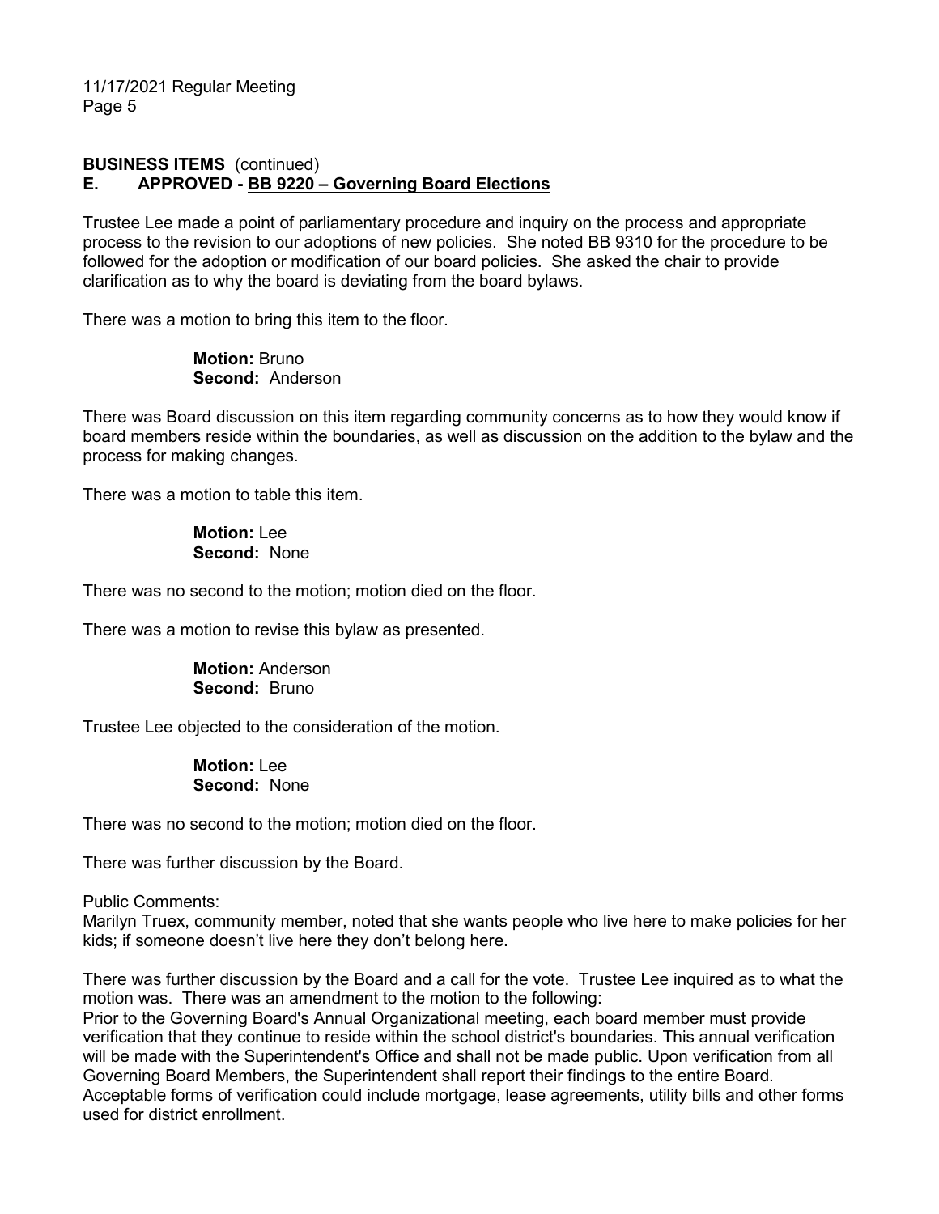**BUSINESS ITEMS** (continued)

**E. APPROVED - <u>BB 9220 – Governing Board Elections</u>**

Trustee Lee made a point of parliamentary procedure and inquiry on the process and appropriate process to the revision to our adoptions of new policies. She noted BB 9310 for the procedure to be followed for the adoption or modification of our board policies. She asked the chair to provide clarification as to why the board is deviating from the board bylaws.

There was a motion to bring this item to the floor.

**Motion:** Bruno
**Second:** Anderson

There was Board discussion on this item regarding community concerns as to how they would know if board members reside within the boundaries, as well as discussion on the addition to the bylaw and the process for making changes.

There was a motion to table this item.

**Motion:** Lee
**Second:** None

There was no second to the motion; motion died on the floor.

There was a motion to revise this bylaw as presented.

**Motion:** Anderson
**Second:** Bruno

Trustee Lee objected to the consideration of the motion.

**Motion:** Lee
**Second:** None

There was no second to the motion; motion died on the floor.

There was further discussion by the Board.

Public Comments:
Marilyn Truex, community member, noted that she wants people who live here to make policies for her kids; if someone doesn't live here they don't belong here.

There was further discussion by the Board and a call for the vote. Trustee Lee inquired as to what the motion was. There was an amendment to the motion to the following:
Prior to the Governing Board's Annual Organizational meeting, each board member must provide verification that they continue to reside within the school district's boundaries. This annual verification will be made with the Superintendent's Office and shall not be made public. Upon verification from all Governing Board Members, the Superintendent shall report their findings to the entire Board. Acceptable forms of verification could include mortgage, lease agreements, utility bills and other forms used for district enrollment.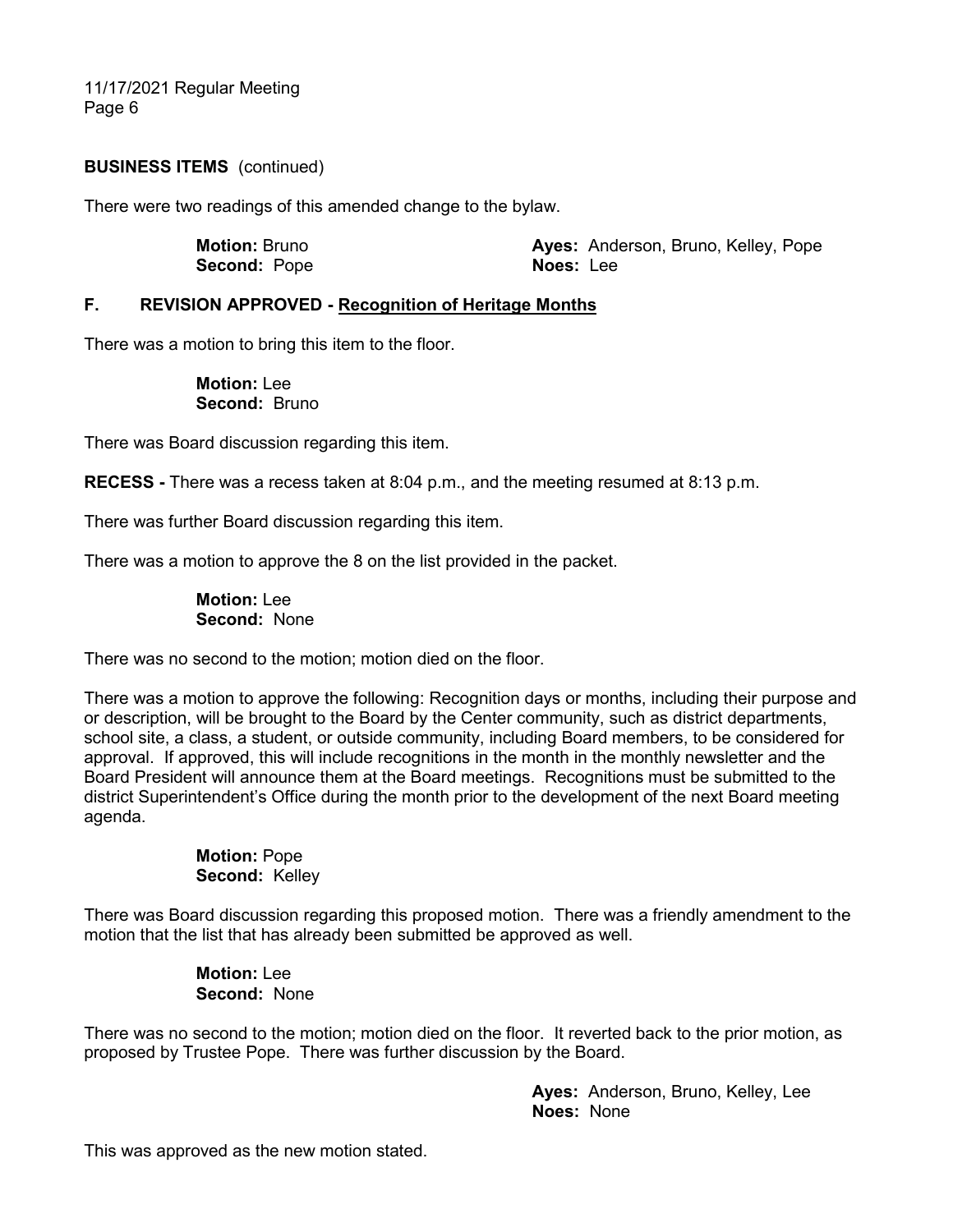**BUSINESS ITEMS** (continued)

There were two readings of this amended change to the bylaw.

**Motion:** Bruno
**Second:** Pope

**Ayes:** Anderson, Bruno, Kelley, Pope
**Noes:** Lee

**F. REVISION APPROVED - Recognition of Heritage Months**

There was a motion to bring this item to the floor.

**Motion:** Lee
**Second:** Bruno

There was Board discussion regarding this item.

**RECESS -** There was a recess taken at 8:04 p.m., and the meeting resumed at 8:13 p.m.

There was further Board discussion regarding this item.

There was a motion to approve the 8 on the list provided in the packet.

**Motion:** Lee
**Second:** None

There was no second to the motion; motion died on the floor.

There was a motion to approve the following: Recognition days or months, including their purpose and or description, will be brought to the Board by the Center community, such as district departments, school site, a class, a student, or outside community, including Board members, to be considered for approval. If approved, this will include recognitions in the month in the monthly newsletter and the Board President will announce them at the Board meetings. Recognitions must be submitted to the district Superintendent's Office during the month prior to the development of the next Board meeting agenda.

**Motion:** Pope
**Second:** Kelley

There was Board discussion regarding this proposed motion. There was a friendly amendment to the motion that the list that has already been submitted be approved as well.

**Motion:** Lee
**Second:** None

There was no second to the motion; motion died on the floor. It reverted back to the prior motion, as proposed by Trustee Pope. There was further discussion by the Board.

**Ayes:** Anderson, Bruno, Kelley, Lee
**Noes:** None

This was approved as the new motion stated.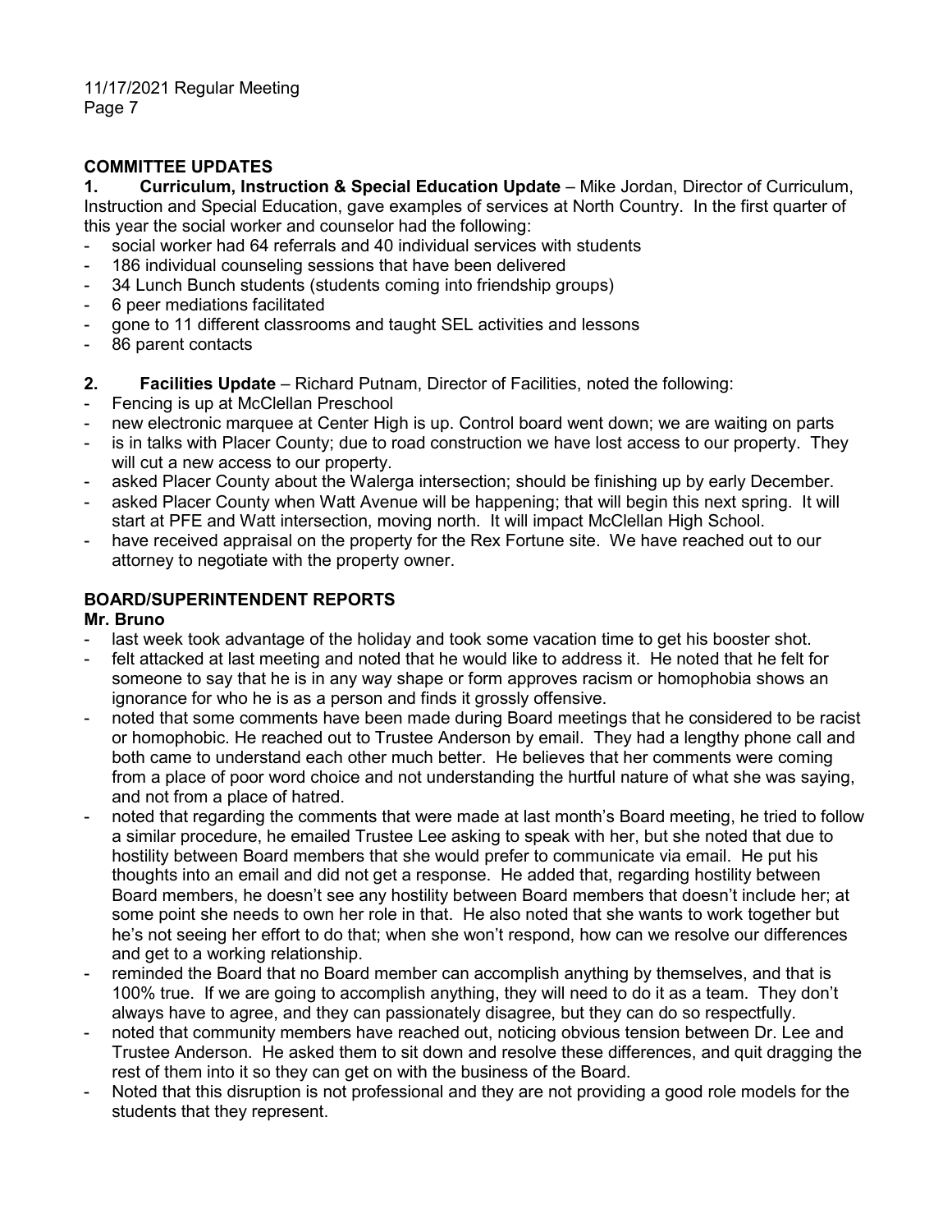## COMMITTEE UPDATES

**1. Curriculum, Instruction & Special Education Update** – Mike Jordan, Director of Curriculum, Instruction and Special Education, gave examples of services at North Country. In the first quarter of this year the social worker and counselor had the following:

- social worker had 64 referrals and 40 individual services with students
- 186 individual counseling sessions that have been delivered
- 34 Lunch Bunch students (students coming into friendship groups)
- 6 peer mediations facilitated
- gone to 11 different classrooms and taught SEL activities and lessons
- 86 parent contacts

**2. Facilities Update** – Richard Putnam, Director of Facilities, noted the following:

- Fencing is up at McClellan Preschool
- new electronic marquee at Center High is up. Control board went down; we are waiting on parts
- is in talks with Placer County; due to road construction we have lost access to our property. They will cut a new access to our property.
- asked Placer County about the Walerga intersection; should be finishing up by early December.
- asked Placer County when Watt Avenue will be happening; that will begin this next spring. It will start at PFE and Watt intersection, moving north. It will impact McClellan High School.
- have received appraisal on the property for the Rex Fortune site. We have reached out to our attorney to negotiate with the property owner.

## BOARD/SUPERINTENDENT REPORTS

**Mr. Bruno**

- last week took advantage of the holiday and took some vacation time to get his booster shot.
- felt attacked at last meeting and noted that he would like to address it. He noted that he felt for someone to say that he is in any way shape or form approves racism or homophobia shows an ignorance for who he is as a person and finds it grossly offensive.
- noted that some comments have been made during Board meetings that he considered to be racist or homophobic. He reached out to Trustee Anderson by email. They had a lengthy phone call and both came to understand each other much better. He believes that her comments were coming from a place of poor word choice and not understanding the hurtful nature of what she was saying, and not from a place of hatred.
- noted that regarding the comments that were made at last month's Board meeting, he tried to follow a similar procedure, he emailed Trustee Lee asking to speak with her, but she noted that due to hostility between Board members that she would prefer to communicate via email. He put his thoughts into an email and did not get a response. He added that, regarding hostility between Board members, he doesn't see any hostility between Board members that doesn't include her; at some point she needs to own her role in that. He also noted that she wants to work together but he's not seeing her effort to do that; when she won't respond, how can we resolve our differences and get to a working relationship.
- reminded the Board that no Board member can accomplish anything by themselves, and that is 100% true. If we are going to accomplish anything, they will need to do it as a team. They don't always have to agree, and they can passionately disagree, but they can do so respectfully.
- noted that community members have reached out, noticing obvious tension between Dr. Lee and Trustee Anderson. He asked them to sit down and resolve these differences, and quit dragging the rest of them into it so they can get on with the business of the Board.
- Noted that this disruption is not professional and they are not providing a good role models for the students that they represent.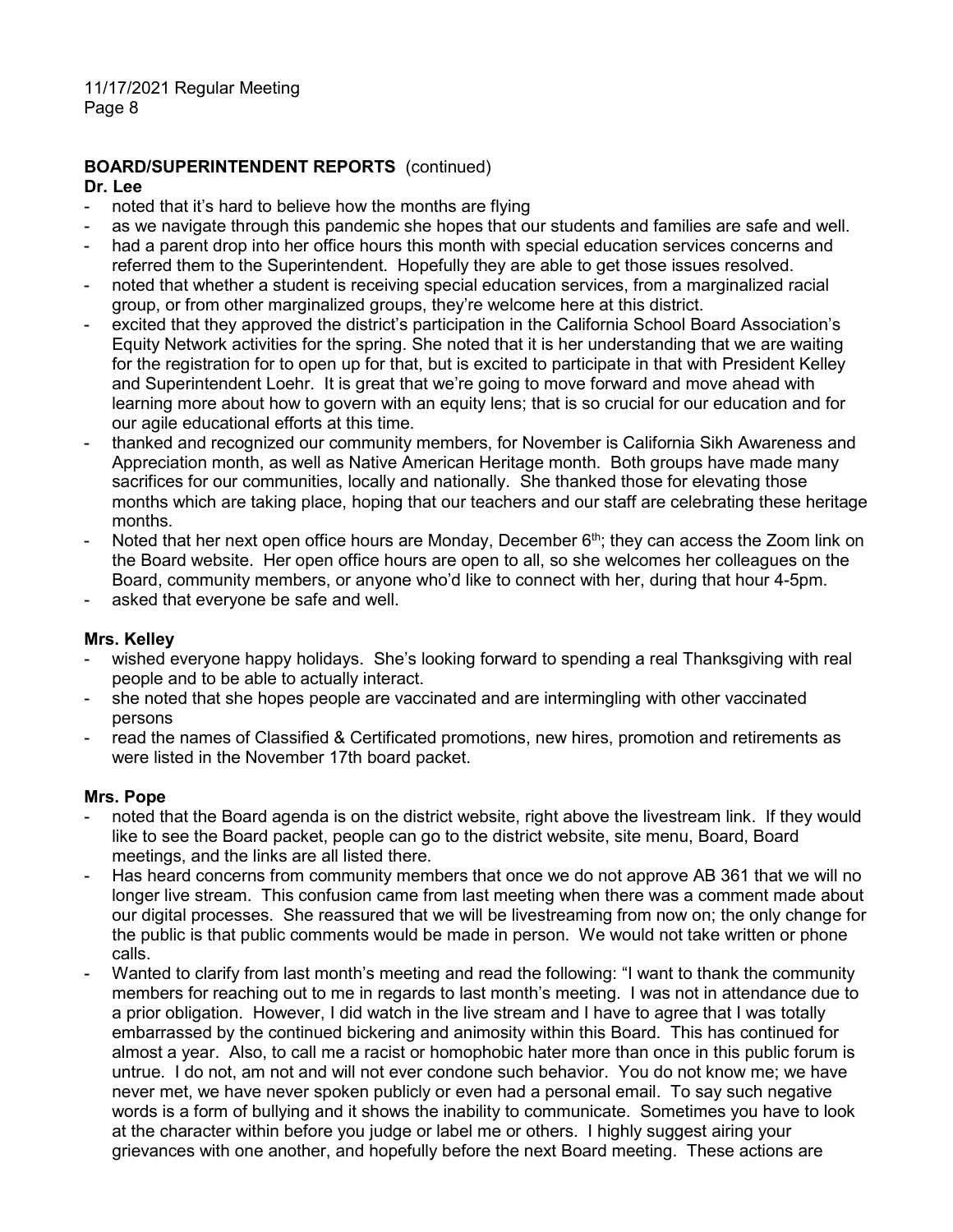**BOARD/SUPERINTENDENT REPORTS** (continued)

**Dr. Lee**

- noted that it's hard to believe how the months are flying
- as we navigate through this pandemic she hopes that our students and families are safe and well.
- had a parent drop into her office hours this month with special education services concerns and referred them to the Superintendent. Hopefully they are able to get those issues resolved.
- noted that whether a student is receiving special education services, from a marginalized racial group, or from other marginalized groups, they're welcome here at this district.
- excited that they approved the district's participation in the California School Board Association's Equity Network activities for the spring. She noted that it is her understanding that we are waiting for the registration for to open up for that, but is excited to participate in that with President Kelley and Superintendent Loehr. It is great that we're going to move forward and move ahead with learning more about how to govern with an equity lens; that is so crucial for our education and for our agile educational efforts at this time.
- thanked and recognized our community members, for November is California Sikh Awareness and Appreciation month, as well as Native American Heritage month. Both groups have made many sacrifices for our communities, locally and nationally. She thanked those for elevating those months which are taking place, hoping that our teachers and our staff are celebrating these heritage months.
- Noted that her next open office hours are Monday, December 6th; they can access the Zoom link on the Board website. Her open office hours are open to all, so she welcomes her colleagues on the Board, community members, or anyone who'd like to connect with her, during that hour 4-5pm.
- asked that everyone be safe and well.

**Mrs. Kelley**

- wished everyone happy holidays. She's looking forward to spending a real Thanksgiving with real people and to be able to actually interact.
- she noted that she hopes people are vaccinated and are intermingling with other vaccinated persons
- read the names of Classified & Certificated promotions, new hires, promotion and retirements as were listed in the November 17th board packet.

**Mrs. Pope**

- noted that the Board agenda is on the district website, right above the livestream link. If they would like to see the Board packet, people can go to the district website, site menu, Board, Board meetings, and the links are all listed there.
- Has heard concerns from community members that once we do not approve AB 361 that we will no longer live stream. This confusion came from last meeting when there was a comment made about our digital processes. She reassured that we will be livestreaming from now on; the only change for the public is that public comments would be made in person. We would not take written or phone calls.
- Wanted to clarify from last month's meeting and read the following: "I want to thank the community members for reaching out to me in regards to last month's meeting. I was not in attendance due to a prior obligation. However, I did watch in the live stream and I have to agree that I was totally embarrassed by the continued bickering and animosity within this Board. This has continued for almost a year. Also, to call me a racist or homophobic hater more than once in this public forum is untrue. I do not, am not and will not ever condone such behavior. You do not know me; we have never met, we have never spoken publicly or even had a personal email. To say such negative words is a form of bullying and it shows the inability to communicate. Sometimes you have to look at the character within before you judge or label me or others. I highly suggest airing your grievances with one another, and hopefully before the next Board meeting. These actions are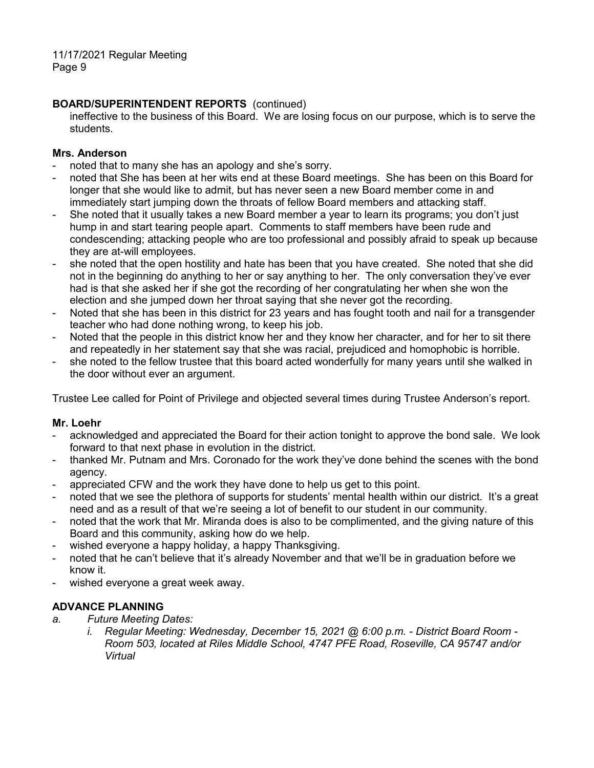**BOARD/SUPERINTENDENT REPORTS** (continued)

ineffective to the business of this Board. We are losing focus on our purpose, which is to serve the students.

**Mrs. Anderson**

- noted that to many she has an apology and she's sorry.
- noted that She has been at her wits end at these Board meetings. She has been on this Board for longer that she would like to admit, but has never seen a new Board member come in and immediately start jumping down the throats of fellow Board members and attacking staff.
- She noted that it usually takes a new Board member a year to learn its programs; you don't just hump in and start tearing people apart. Comments to staff members have been rude and condescending; attacking people who are too professional and possibly afraid to speak up because they are at-will employees.
- she noted that the open hostility and hate has been that you have created. She noted that she did not in the beginning do anything to her or say anything to her. The only conversation they've ever had is that she asked her if she got the recording of her congratulating her when she won the election and she jumped down her throat saying that she never got the recording.
- Noted that she has been in this district for 23 years and has fought tooth and nail for a transgender teacher who had done nothing wrong, to keep his job.
- Noted that the people in this district know her and they know her character, and for her to sit there and repeatedly in her statement say that she was racial, prejudiced and homophobic is horrible.
- she noted to the fellow trustee that this board acted wonderfully for many years until she walked in the door without ever an argument.

Trustee Lee called for Point of Privilege and objected several times during Trustee Anderson's report.

**Mr. Loehr**

- acknowledged and appreciated the Board for their action tonight to approve the bond sale. We look forward to that next phase in evolution in the district.
- thanked Mr. Putnam and Mrs. Coronado for the work they've done behind the scenes with the bond agency.
- appreciated CFW and the work they have done to help us get to this point.
- noted that we see the plethora of supports for students' mental health within our district. It's a great need and as a result of that we're seeing a lot of benefit to our student in our community.
- noted that the work that Mr. Miranda does is also to be complimented, and the giving nature of this Board and this community, asking how do we help.
- wished everyone a happy holiday, a happy Thanksgiving.
- noted that he can't believe that it's already November and that we'll be in graduation before we know it.
- wished everyone a great week away.

**ADVANCE PLANNING**

a. *Future Meeting Dates:*
   i. *Regular Meeting: Wednesday, December 15, 2021 @ 6:00 p.m. - District Board Room - Room 503, located at Riles Middle School, 4747 PFE Road, Roseville, CA 95747 and/or Virtual*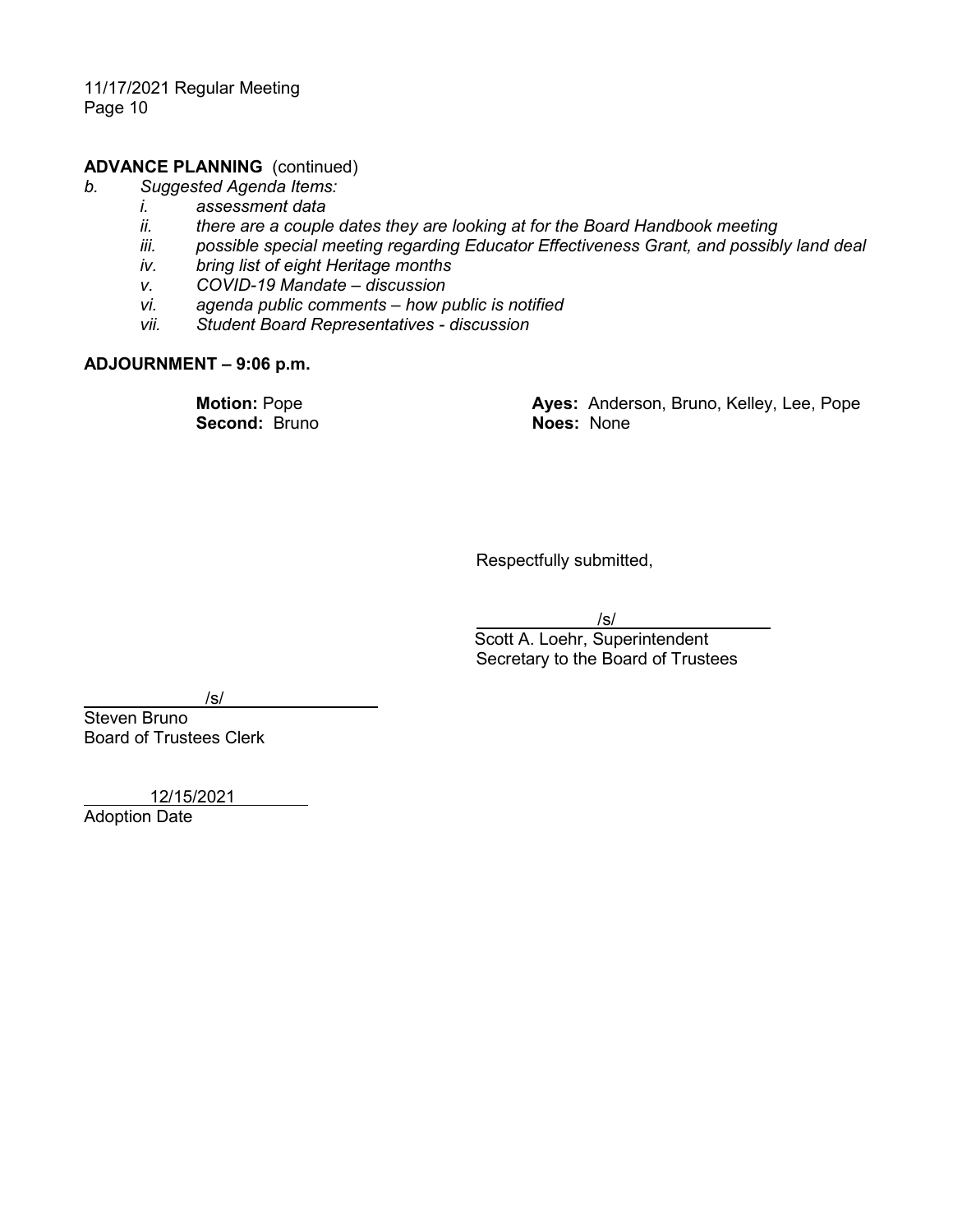**ADVANCE PLANNING** (continued)

*b. Suggested Agenda Items:*

- *i. assessment data*
- *ii. there are a couple dates they are looking at for the Board Handbook meeting*
- *iii. possible special meeting regarding Educator Effectiveness Grant, and possibly land deal*
- *iv. bring list of eight Heritage months*
- *v. COVID-19 Mandate – discussion*
- *vi. agenda public comments – how public is notified*
- *vii. Student Board Representatives - discussion*

**ADJOURNMENT – 9:06 p.m.**

**Motion:** Pope
**Second:** Bruno

**Ayes:** Anderson, Bruno, Kelley, Lee, Pope
**Noes:** None

Respectfully submitted,

/s/
Scott A. Loehr, Superintendent
Secretary to the Board of Trustees

/s/
Steven Bruno
Board of Trustees Clerk

12/15/2021
Adoption Date